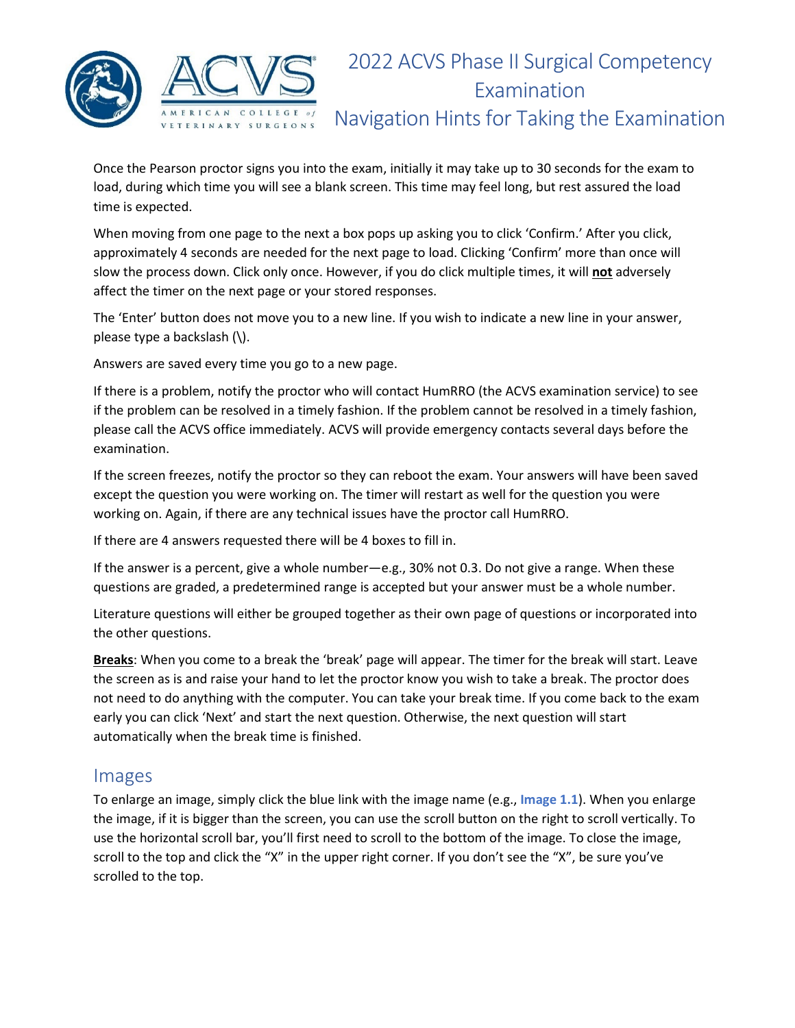# 2022 ACVS Phase II Surgical Competency Examination

## Navigation Hints for Taking the Examination

Once the Pearson proctor signs you into the exam, initially it may take up to 30 seconds for the exam to load, during which time you will see a blank screen. This time may feel long, but rest assured the load time is expected.

When moving from one page to the next a box pops up asking you to click 'Confirm.' After you click, approximately 4 seconds are needed for the next page to load. Clicking 'Confirm' more than once will slow the process down. Click only once. However, if you do click multiple times, it will **not** adversely affect the timer on the next page or your stored responses.

The 'Enter' button does not move you to a new line. If you wish to indicate a new line in your answer, please type a backslash (\).

Answers are saved every time you go to a new page.

If there is a problem, notify the proctor who will contact HumRRO (the ACVS examination service) to see if the problem can be resolved in a timely fashion. If the problem cannot be resolved in a timely fashion, please call the ACVS office immediately. ACVS will provide emergency contacts several days before the examination.

If the screen freezes, notify the proctor so they can reboot the exam. Your answers will have been saved except the question you were working on. The timer will restart as well for the question you were working on. Again, if there are any technical issues have the proctor call HumRRO.

If there are 4 answers requested there will be 4 boxes to fill in.

If the answer is a percent, give a whole number—e.g., 30% not 0.3. Do not give a range. When these questions are graded, a predetermined range is accepted but your answer must be a whole number.

Literature questions will either be grouped together as their own page of questions or incorporated into the other questions.

**Breaks**: When you come to a break the 'break' page will appear. The timer for the break will start. Leave the screen as is and raise your hand to let the proctor know you wish to take a break. The proctor does not need to do anything with the computer. You can take your break time. If you come back to the exam early you can click 'Next' and start the next question. Otherwise, the next question will start automatically when the break time is finished.

## Images

To enlarge an image, simply click the blue link with the image name (e.g., **Image 1.1**). When you enlarge the image, if it is bigger than the screen, you can use the scroll button on the right to scroll vertically. To use the horizontal scroll bar, you'll first need to scroll to the bottom of the image. To close the image, scroll to the top and click the "X" in the upper right corner. If you don't see the "X", be sure you've scrolled to the top.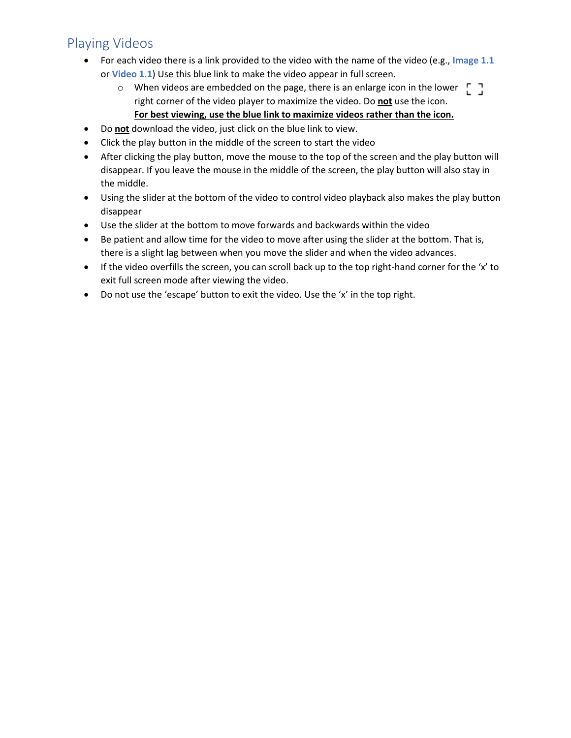## Playing Videos

- For each video there is a link provided to the video with the name of the video (e.g., **Image 1.1** or **Video 1.1**) Use this blue link to make the video appear in full screen.
  - When videos are embedded on the page, there is an enlarge icon in the lower right corner of the video player to maximize the video. Do **not** use the icon. **For best viewing, use the blue link to maximize videos rather than the icon.**
- Do **not** download the video, just click on the blue link to view.
- Click the play button in the middle of the screen to start the video
- After clicking the play button, move the mouse to the top of the screen and the play button will disappear. If you leave the mouse in the middle of the screen, the play button will also stay in the middle.
- Using the slider at the bottom of the video to control video playback also makes the play button disappear
- Use the slider at the bottom to move forwards and backwards within the video
- Be patient and allow time for the video to move after using the slider at the bottom. That is, there is a slight lag between when you move the slider and when the video advances.
- If the video overfills the screen, you can scroll back up to the top right-hand corner for the 'x' to exit full screen mode after viewing the video.
- Do not use the 'escape' button to exit the video. Use the 'x' in the top right.